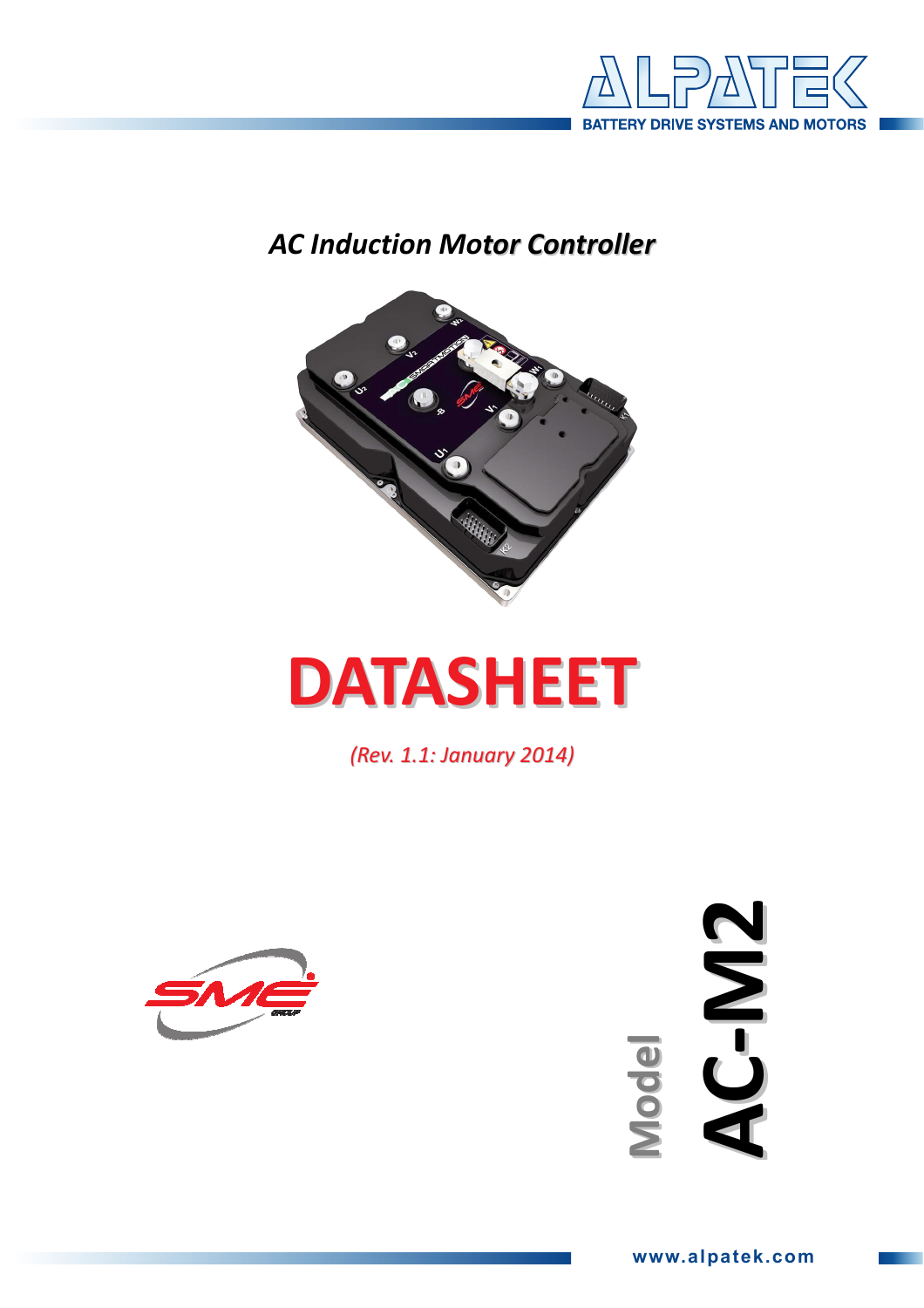ALPATEK

BATTERY DRIVE SYSTEMS AND MOTORS

*AC Induction Motor Controller*

# DATASHEET

*(Rev. 1.1: January 2014)*

Model **AC-M2**

www.alpatek.com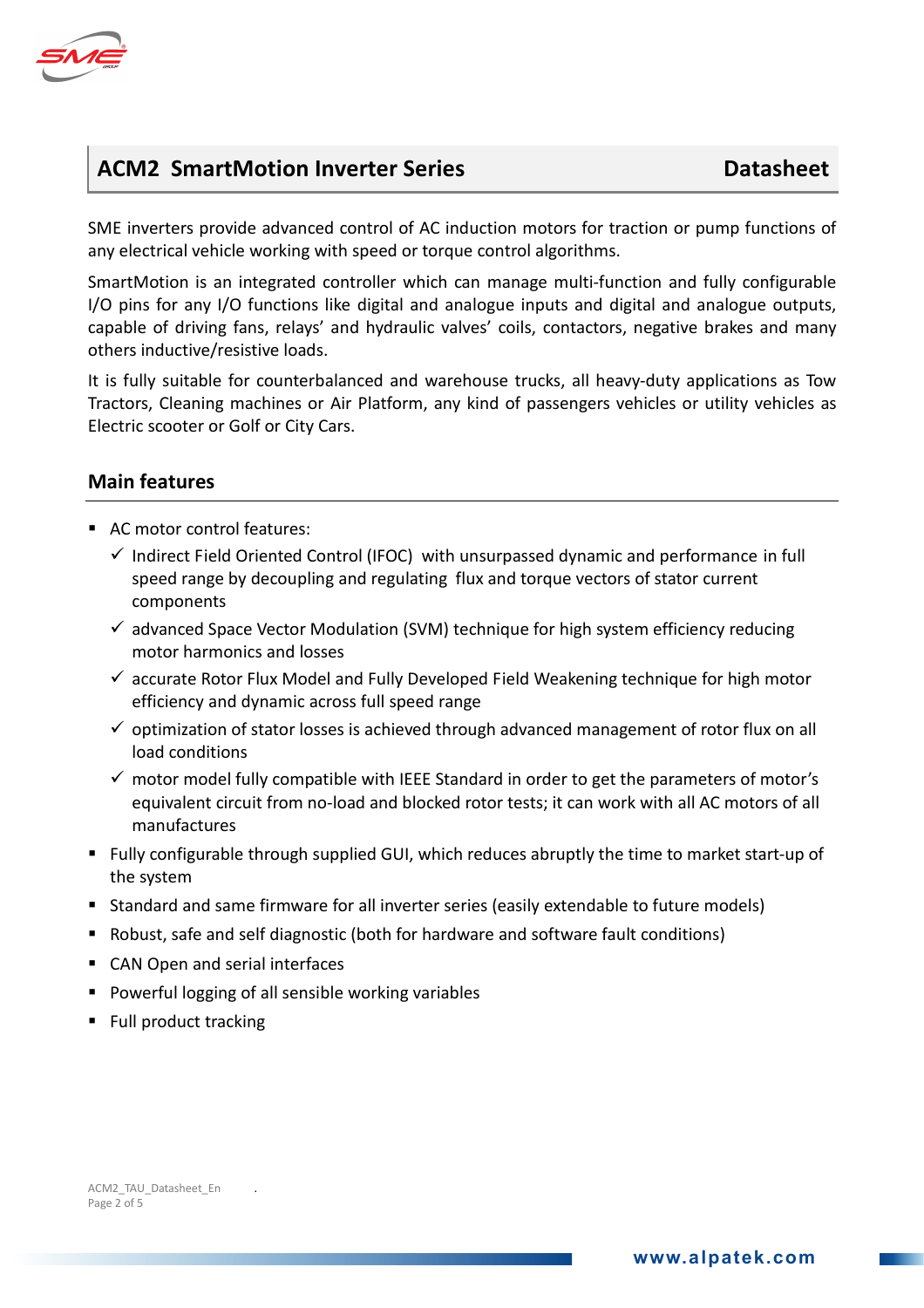## ACM2 SmartMotion Inverter Series — Datasheet

SME inverters provide advanced control of AC induction motors for traction or pump functions of any electrical vehicle working with speed or torque control algorithms.

SmartMotion is an integrated controller which can manage multi-function and fully configurable I/O pins for any I/O functions like digital and analogue inputs and digital and analogue outputs, capable of driving fans, relays' and hydraulic valves' coils, contactors, negative brakes and many others inductive/resistive loads.

It is fully suitable for counterbalanced and warehouse trucks, all heavy-duty applications as Tow Tractors, Cleaning machines or Air Platform, any kind of passengers vehicles or utility vehicles as Electric scooter or Golf or City Cars.

### Main features

- AC motor control features:
  - ✓ Indirect Field Oriented Control (IFOC) with unsurpassed dynamic and performance in full speed range by decoupling and regulating flux and torque vectors of stator current components
  - ✓ advanced Space Vector Modulation (SVM) technique for high system efficiency reducing motor harmonics and losses
  - ✓ accurate Rotor Flux Model and Fully Developed Field Weakening technique for high motor efficiency and dynamic across full speed range
  - ✓ optimization of stator losses is achieved through advanced management of rotor flux on all load conditions
  - ✓ motor model fully compatible with IEEE Standard in order to get the parameters of motor's equivalent circuit from no-load and blocked rotor tests; it can work with all AC motors of all manufactures
- Fully configurable through supplied GUI, which reduces abruptly the time to market start-up of the system
- Standard and same firmware for all inverter series (easily extendable to future models)
- Robust, safe and self diagnostic (both for hardware and software fault conditions)
- CAN Open and serial interfaces
- Powerful logging of all sensible working variables
- Full product tracking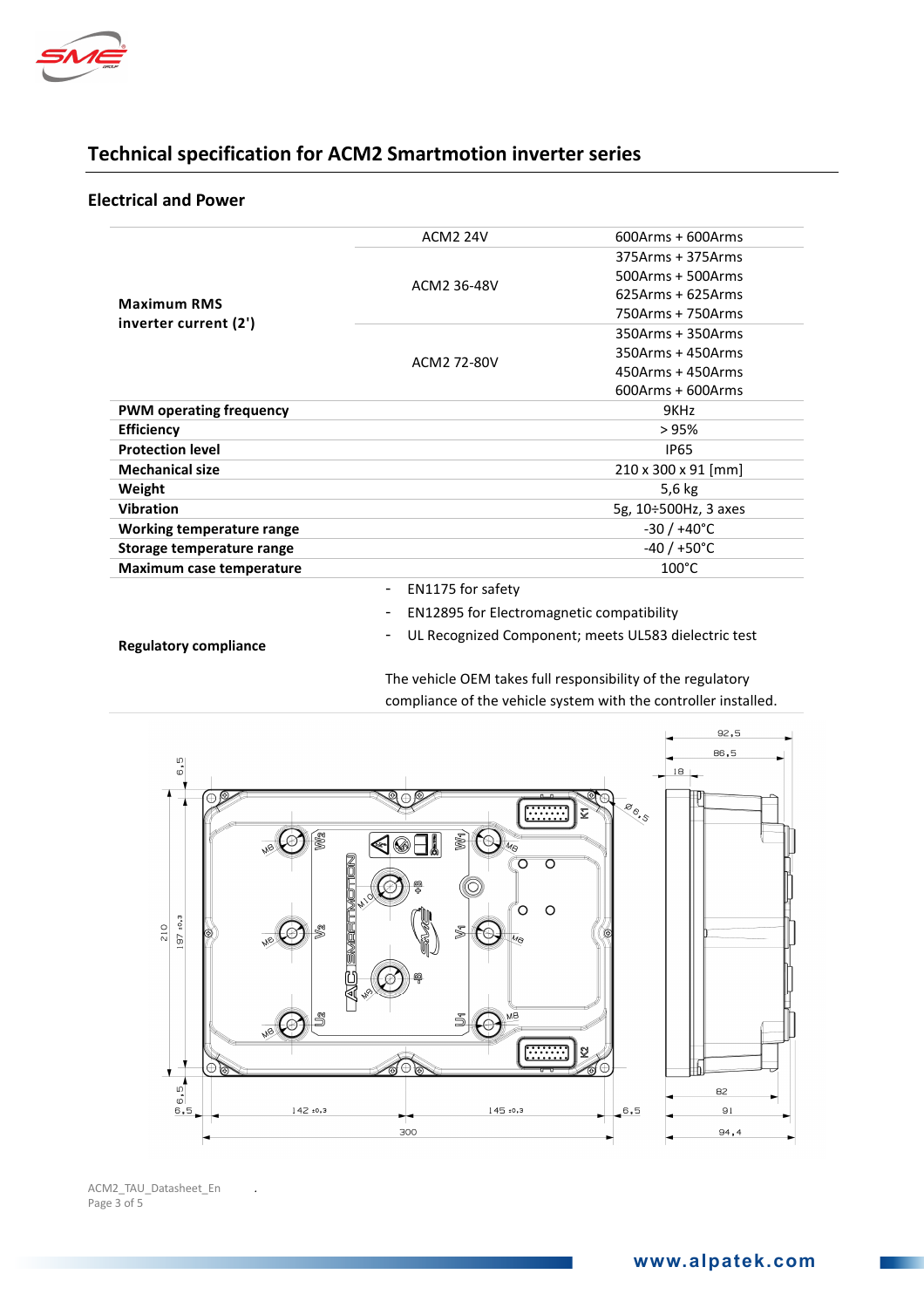## Technical specification for ACM2 Smartmotion inverter series

### Electrical and Power

| | | |
|---|---|---|
| **Maximum RMS inverter current (2')** | ACM2 24V | 600Arms + 600Arms |
| | ACM2 36-48V | 375Arms + 375Arms<br>500Arms + 500Arms<br>625Arms + 625Arms<br>750Arms + 750Arms |
| | ACM2 72-80V | 350Arms + 350Arms<br>350Arms + 450Arms<br>450Arms + 450Arms<br>600Arms + 600Arms |
| **PWM operating frequency** | | 9KHz |
| **Efficiency** | | > 95% |
| **Protection level** | | IP65 |
| **Mechanical size** | | 210 x 300 x 91 [mm] |
| **Weight** | | 5,6 kg |
| **Vibration** | | 5g, 10÷500Hz, 3 axes |
| **Working temperature range** | | -30 / +40°C |
| **Storage temperature range** | | -40 / +50°C |
| **Maximum case temperature** | | 100°C |
| **Regulatory compliance** | - EN1175 for safety<br>- EN12895 for Electromagnetic compatibility<br>- UL Recognized Component; meets UL583 dielectric test<br><br>The vehicle OEM takes full responsibility of the regulatory compliance of the vehicle system with the controller installed. | |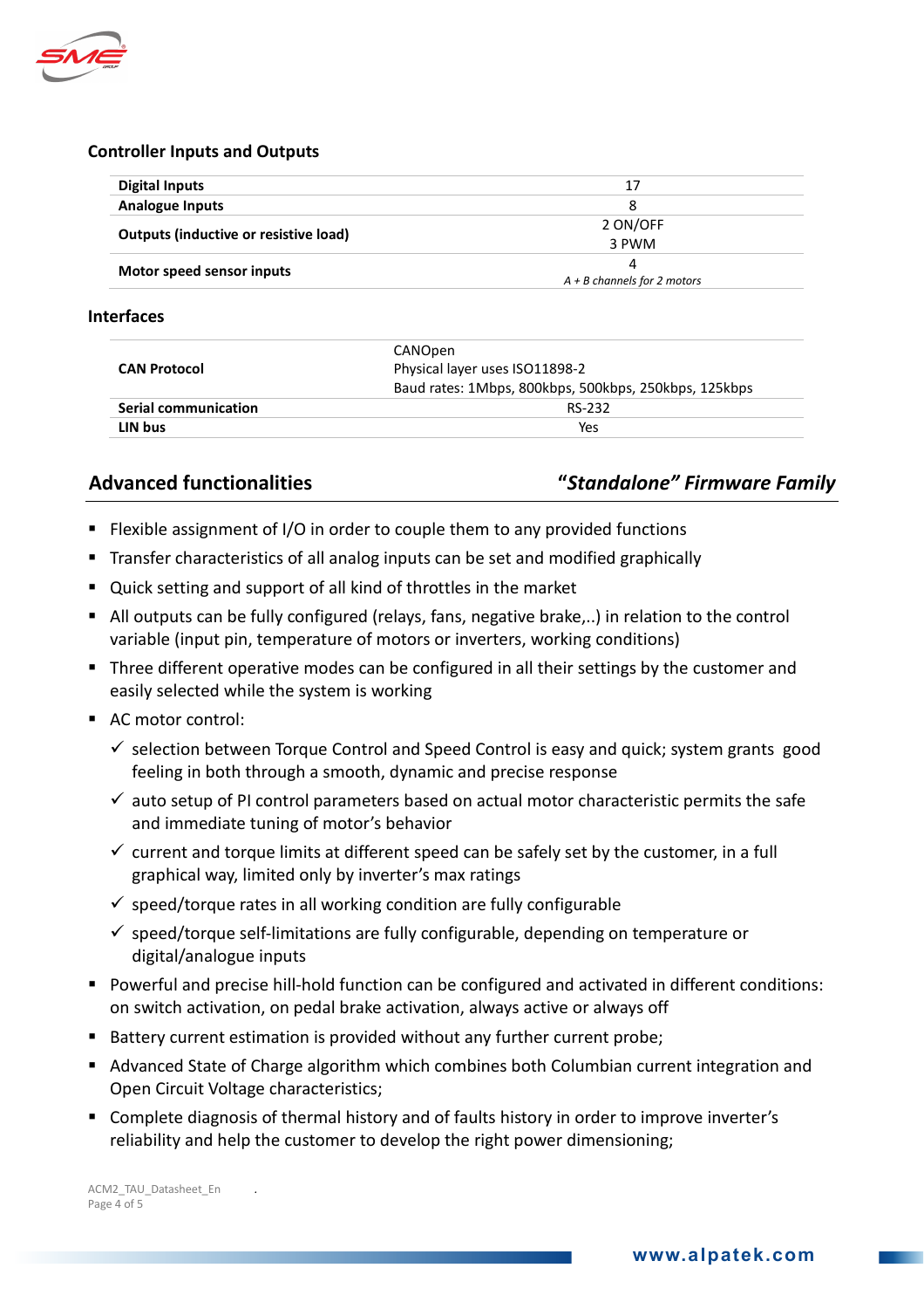### Controller Inputs and Outputs

| | |
|---|---|
| **Digital Inputs** | 17 |
| **Analogue Inputs** | 8 |
| **Outputs (inductive or resistive load)** | 2 ON/OFF<br>3 PWM |
| **Motor speed sensor inputs** | 4<br>*A + B channels for 2 motors* |

### Interfaces

| | |
|---|---|
| **CAN Protocol** | CANOpen<br>Physical layer uses ISO11898-2<br>Baud rates: 1Mbps, 800kbps, 500kbps, 250kbps, 125kbps |
| **Serial communication** | RS-232 |
| **LIN bus** | Yes |

## Advanced functionalities — *"Standalone" Firmware Family*

- Flexible assignment of I/O in order to couple them to any provided functions
- Transfer characteristics of all analog inputs can be set and modified graphically
- Quick setting and support of all kind of throttles in the market
- All outputs can be fully configured (relays, fans, negative brake,..) in relation to the control variable (input pin, temperature of motors or inverters, working conditions)
- Three different operative modes can be configured in all their settings by the customer and easily selected while the system is working
- AC motor control:
  - ✓ selection between Torque Control and Speed Control is easy and quick; system grants good feeling in both through a smooth, dynamic and precise response
  - ✓ auto setup of PI control parameters based on actual motor characteristic permits the safe and immediate tuning of motor's behavior
  - ✓ current and torque limits at different speed can be safely set by the customer, in a full graphical way, limited only by inverter's max ratings
  - ✓ speed/torque rates in all working condition are fully configurable
  - ✓ speed/torque self-limitations are fully configurable, depending on temperature or digital/analogue inputs
- Powerful and precise hill-hold function can be configured and activated in different conditions: on switch activation, on pedal brake activation, always active or always off
- Battery current estimation is provided without any further current probe;
- Advanced State of Charge algorithm which combines both Columbian current integration and Open Circuit Voltage characteristics;
- Complete diagnosis of thermal history and of faults history in order to improve inverter's reliability and help the customer to develop the right power dimensioning;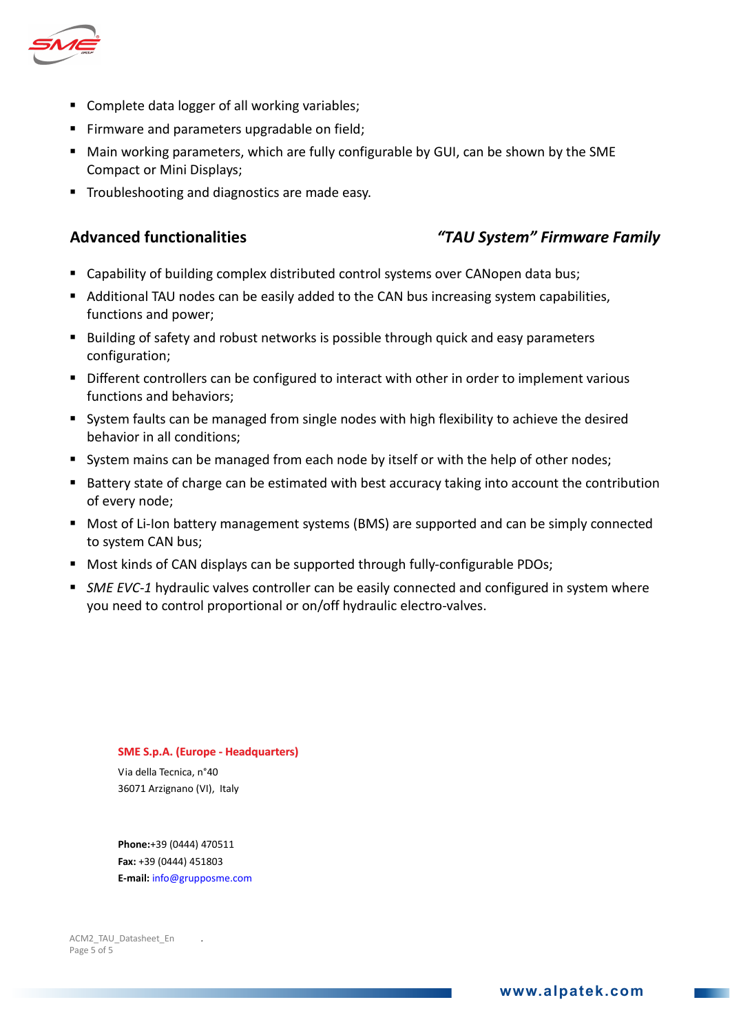- Complete data logger of all working variables;
- Firmware and parameters upgradable on field;
- Main working parameters, which are fully configurable by GUI, can be shown by the SME Compact or Mini Displays;
- Troubleshooting and diagnostics are made easy.

## Advanced functionalities — *"TAU System" Firmware Family*

- Capability of building complex distributed control systems over CANopen data bus;
- Additional TAU nodes can be easily added to the CAN bus increasing system capabilities, functions and power;
- Building of safety and robust networks is possible through quick and easy parameters configuration;
- Different controllers can be configured to interact with other in order to implement various functions and behaviors;
- System faults can be managed from single nodes with high flexibility to achieve the desired behavior in all conditions;
- System mains can be managed from each node by itself or with the help of other nodes;
- Battery state of charge can be estimated with best accuracy taking into account the contribution of every node;
- Most of Li-Ion battery management systems (BMS) are supported and can be simply connected to system CAN bus;
- Most kinds of CAN displays can be supported through fully-configurable PDOs;
- *SME EVC-1* hydraulic valves controller can be easily connected and configured in system where you need to control proportional or on/off hydraulic electro-valves.

**SME S.p.A. (Europe - Headquarters)**

Via della Tecnica, n°40
36071 Arzignano (VI), Italy

**Phone:** +39 (0444) 470511
**Fax:** +39 (0444) 451803
**E-mail:** info@grupposme.com